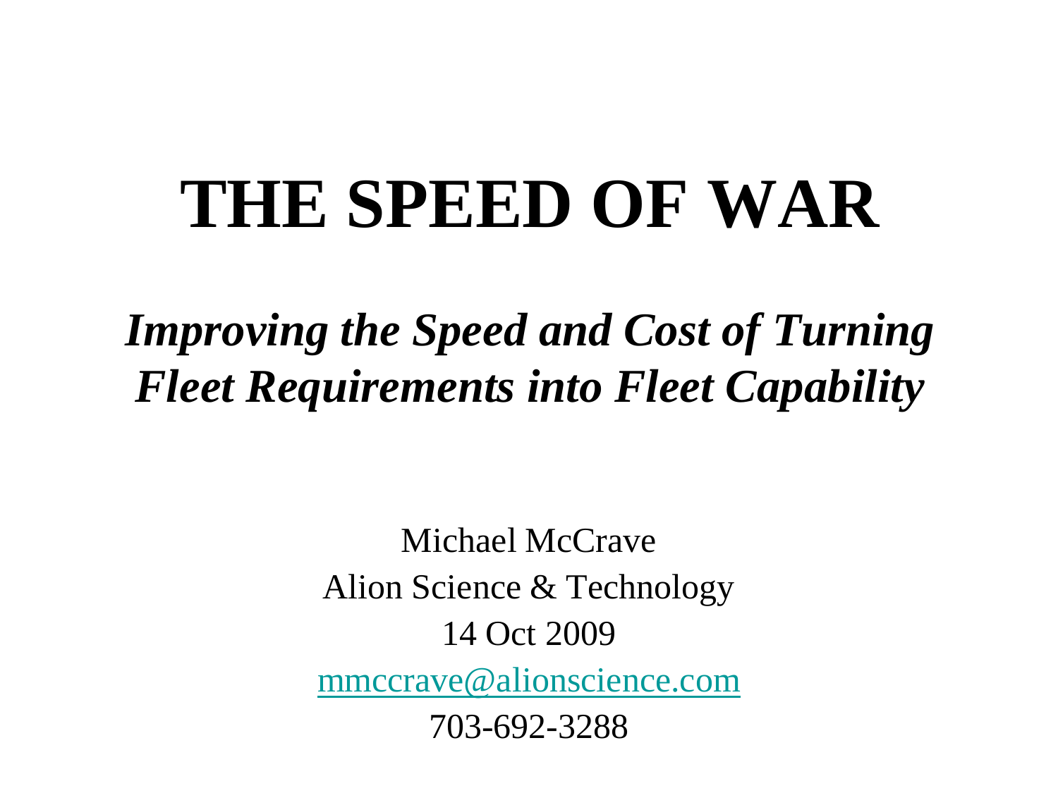# THE SPEED OF WAR

## *Improving the Speed and Cost of Turning Fleet Requirements into Fleet Capability*

Michael McCrave

Alion Science & Technology

14 Oct 2009

mmccrave@alionscience.com

703-692-3288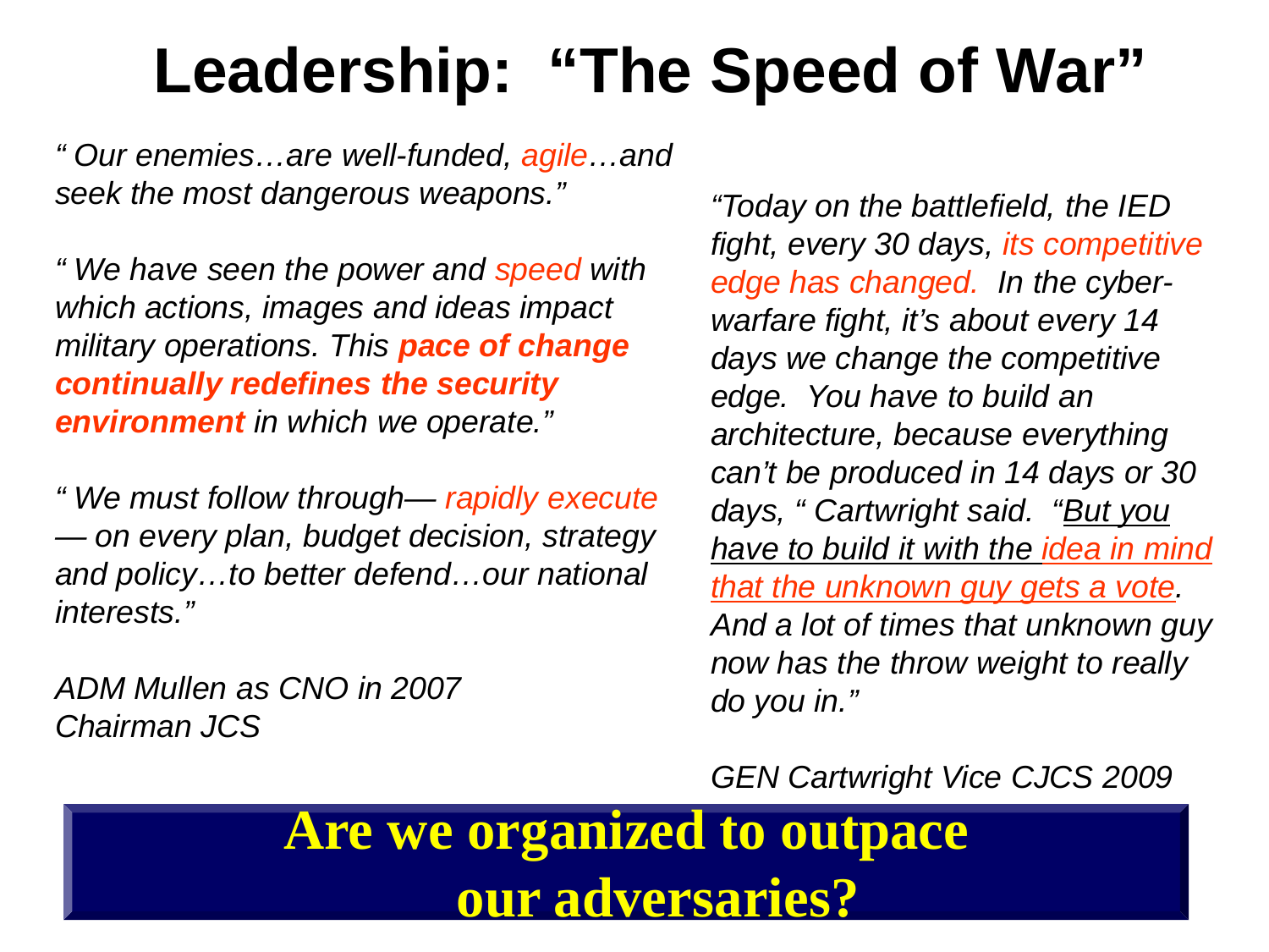# Leadership: "The Speed of War"

*" Our enemies…are well-funded, agile…and seek the most dangerous weapons."*

*" We have seen the power and speed with which actions, images and ideas impact military operations. This **pace of change continually redefines the security environment** in which we operate."*

*" We must follow through— rapidly execute — on every plan, budget decision, strategy and policy…to better defend…our national interests."*

*ADM Mullen as CNO in 2007*
*Chairman JCS*

*"Today on the battlefield, the IED fight, every 30 days, its competitive edge has changed. In the cyber-warfare fight, it's about every 14 days we change the competitive edge. You have to build an architecture, because everything can't be produced in 14 days or 30 days, " Cartwright said. "But you have to build it with the idea in mind that the unknown guy gets a vote. And a lot of times that unknown guy now has the throw weight to really do you in."*

*GEN Cartwright Vice CJCS 2009*

**Are we organized to outpace our adversaries?**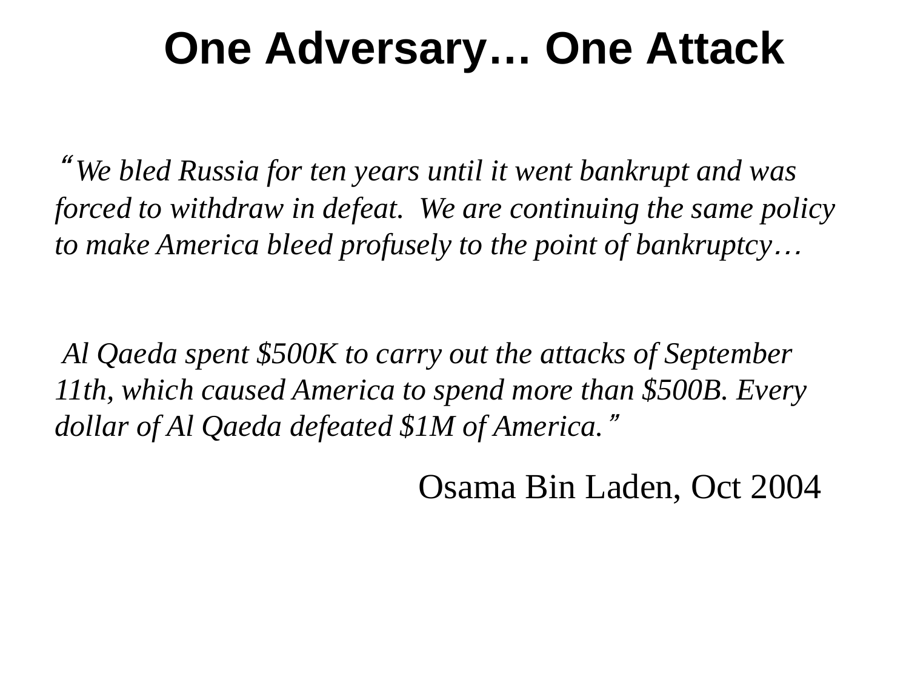# One Adversary… One Attack

*"We bled Russia for ten years until it went bankrupt and was forced to withdraw in defeat. We are continuing the same policy to make America bleed profusely to the point of bankruptcy…*

*Al Qaeda spent $500K to carry out the attacks of September 11th, which caused America to spend more than $500B. Every dollar of Al Qaeda defeated $1M of America."*

Osama Bin Laden, Oct 2004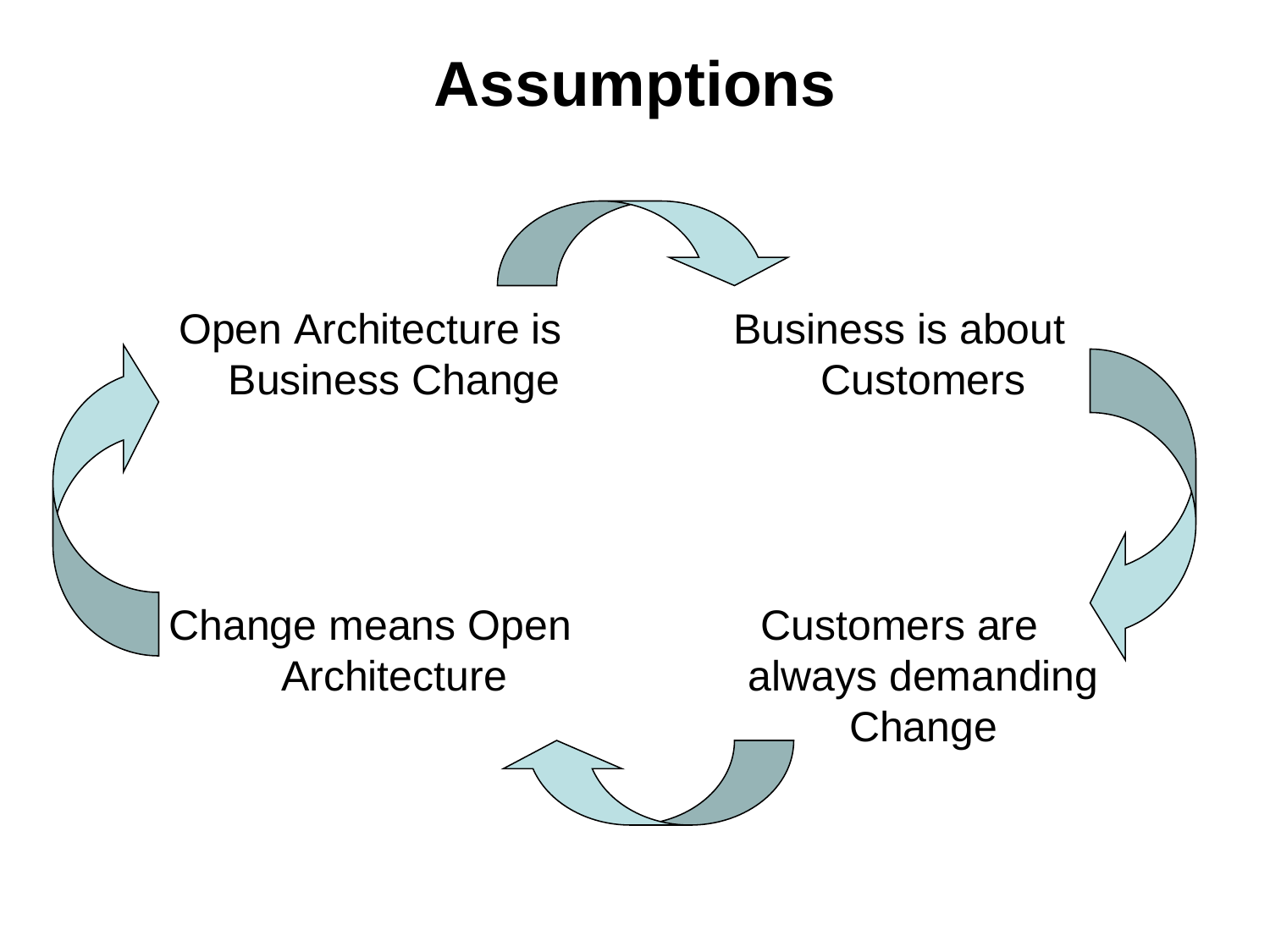# Assumptions

Open Architecture is Business Change

Business is about Customers

Customers are always demanding Change

Change means Open Architecture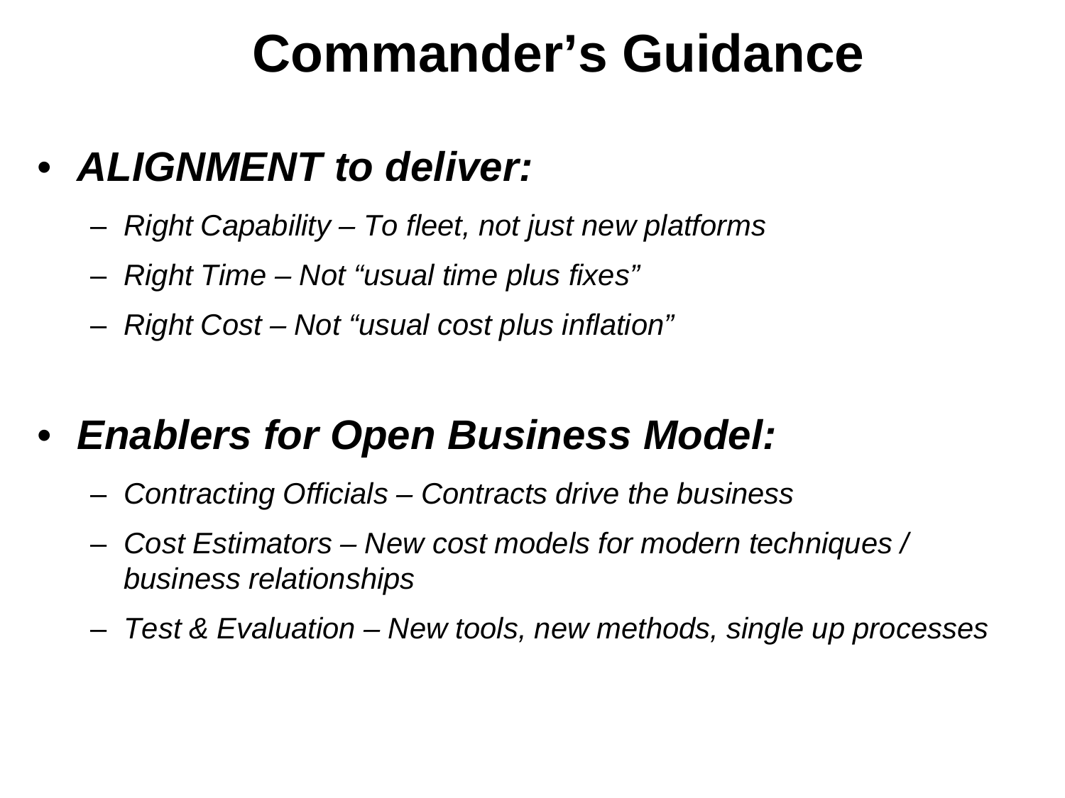# Commander's Guidance

- ***ALIGNMENT to deliver:***
  - *Right Capability – To fleet, not just new platforms*
  - *Right Time – Not "usual time plus fixes"*
  - *Right Cost – Not "usual cost plus inflation"*

- ***Enablers for Open Business Model:***
  - *Contracting Officials – Contracts drive the business*
  - *Cost Estimators – New cost models for modern techniques / business relationships*
  - *Test & Evaluation – New tools, new methods, single up processes*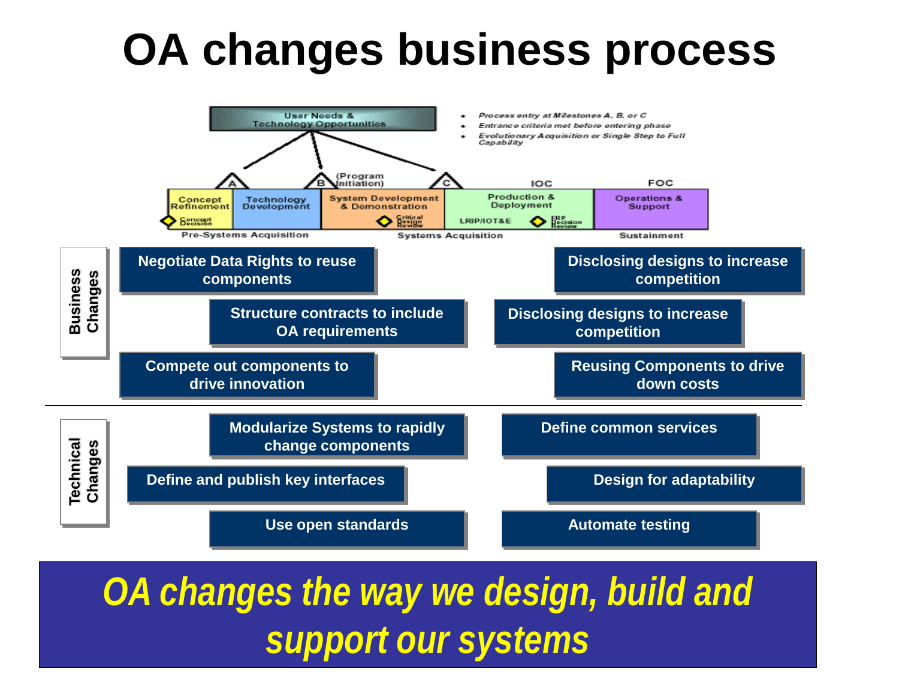# OA changes business process

User Needs & Technology Opportunities

- Process entry at Milestones A, B, or C
- Entrance criteria met before entering phase
- Evolutionary Acquisition or Single Step to Full Capability

A — B (Program Initiation) — C — IOC — FOC

| Concept Refinement | Technology Development | System Development & Demonstration | Production & Deployment | Operations & Support |
|---|---|---|---|---|
| Concept Decision | | Critical Design Review | LRIP/IOT&E — FRP Decision Review | |

Pre-Systems Acquisition — Systems Acquisition — Sustainment

**Business Changes**

- Negotiate Data Rights to reuse components
- Disclosing designs to increase competition
- Structure contracts to include OA requirements
- Disclosing designs to increase competition
- Compete out components to drive innovation
- Reusing Components to drive down costs

**Technical Changes**

- Modularize Systems to rapidly change components
- Define common services
- Define and publish key interfaces
- Design for adaptability
- Use open standards
- Automate testing

***OA changes the way we design, build and support our systems***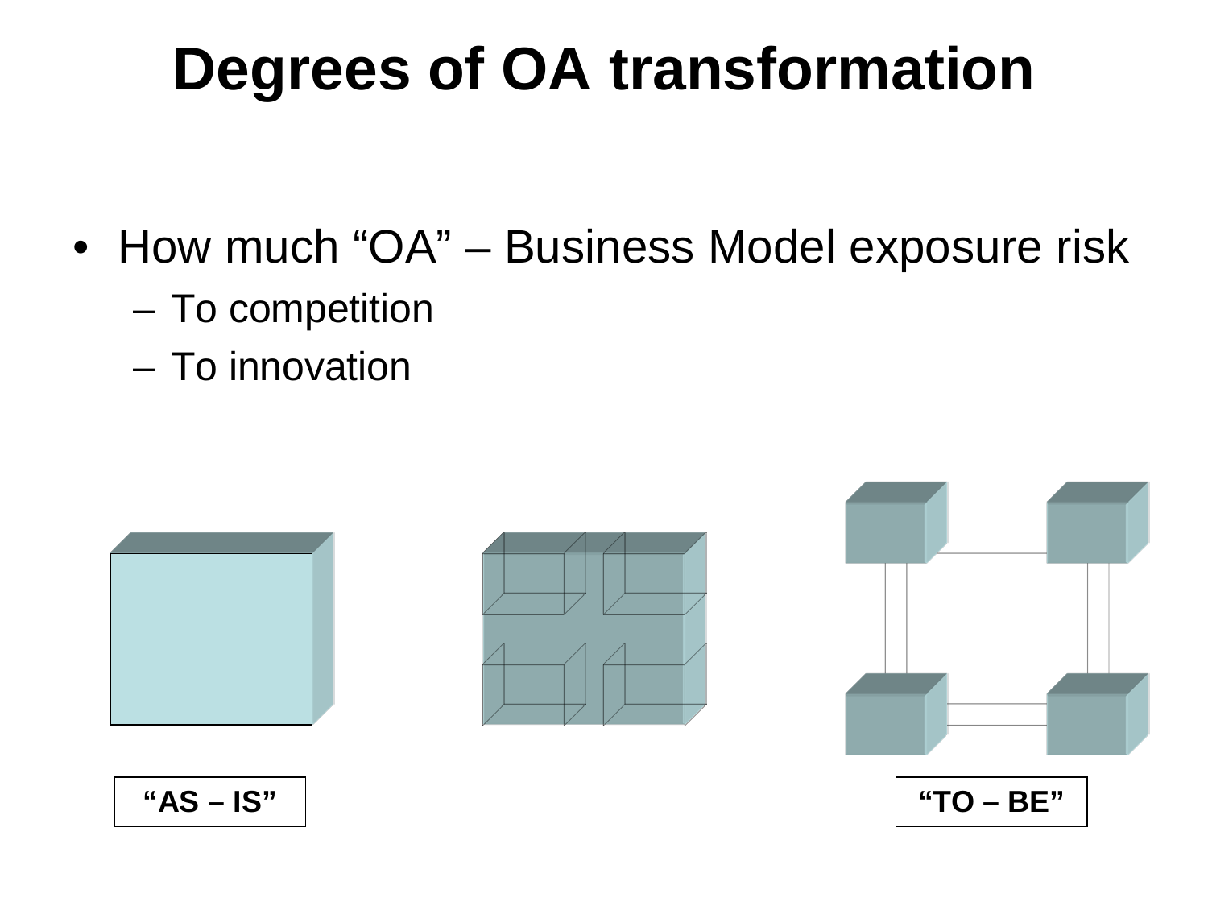# Degrees of OA transformation

- How much "OA" – Business Model exposure risk
  - To competition
  - To innovation

"AS – IS"

"TO – BE"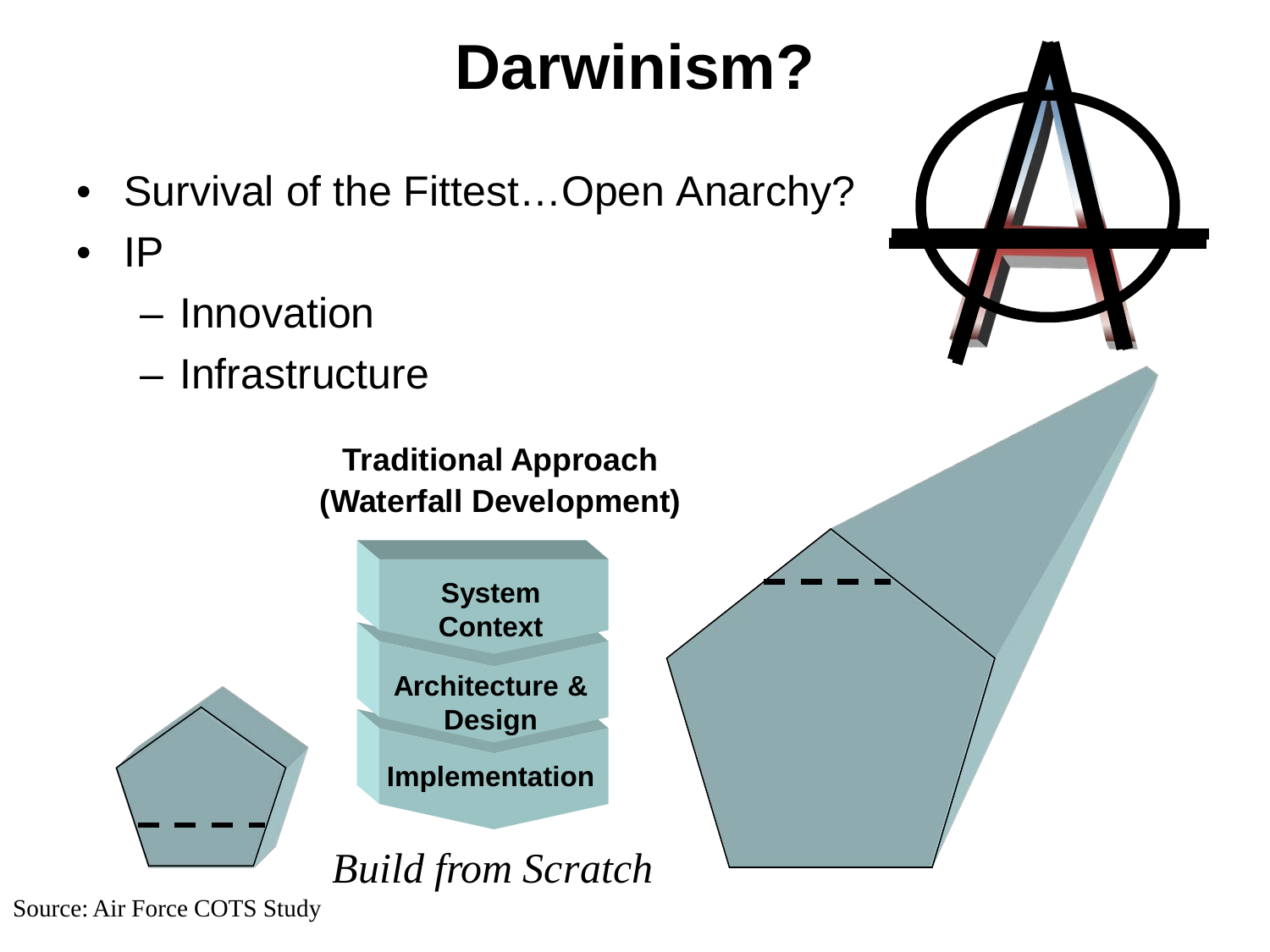# Darwinism?

- Survival of the Fittest…Open Anarchy?
- IP
  - Innovation
  - Infrastructure

**Traditional Approach (Waterfall Development)**

**System Context**

**Architecture & Design**

**Implementation**

*Build from Scratch*

Source: Air Force COTS Study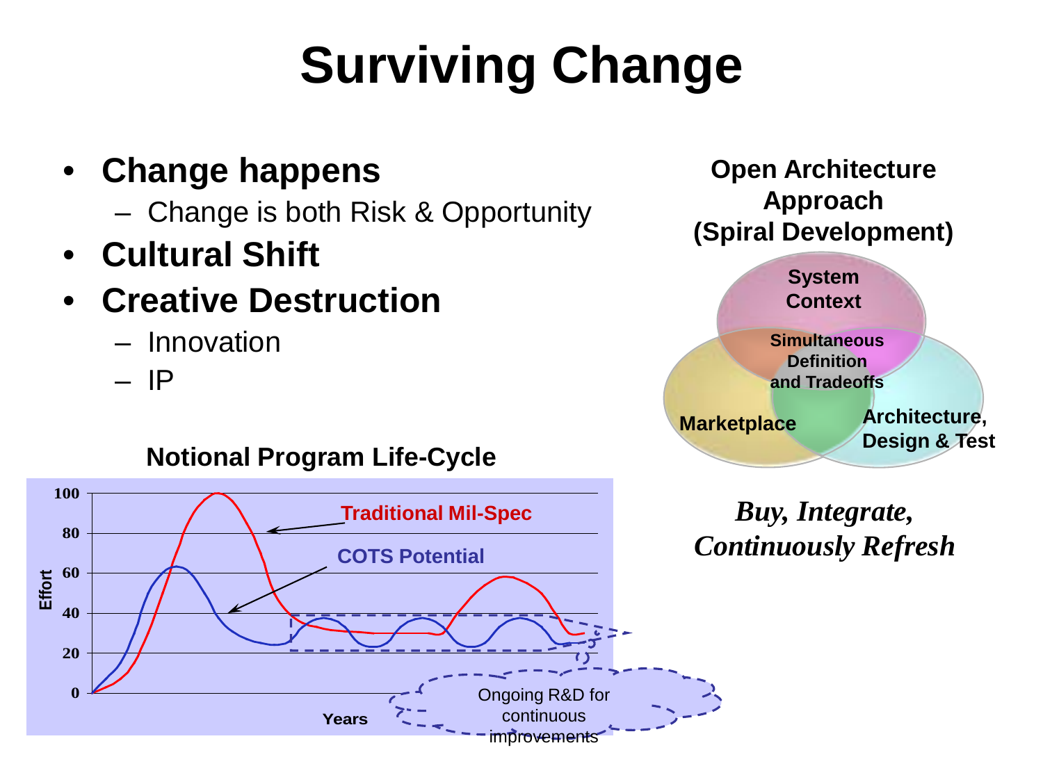# Surviving Change

- **Change happens**
  - Change is both Risk & Opportunity
- **Cultural Shift**
- **Creative Destruction**
  - Innovation
  - IP

**Notional Program Life-Cycle**

Effort: 0, 20, 40, 60, 80, 100

Years

Traditional Mil-Spec

COTS Potential

Ongoing R&D for continuous improvements

**Open Architecture Approach (Spiral Development)**

System Context

Simultaneous Definition and Tradeoffs

Marketplace

Architecture, Design & Test

***Buy, Integrate, Continuously Refresh***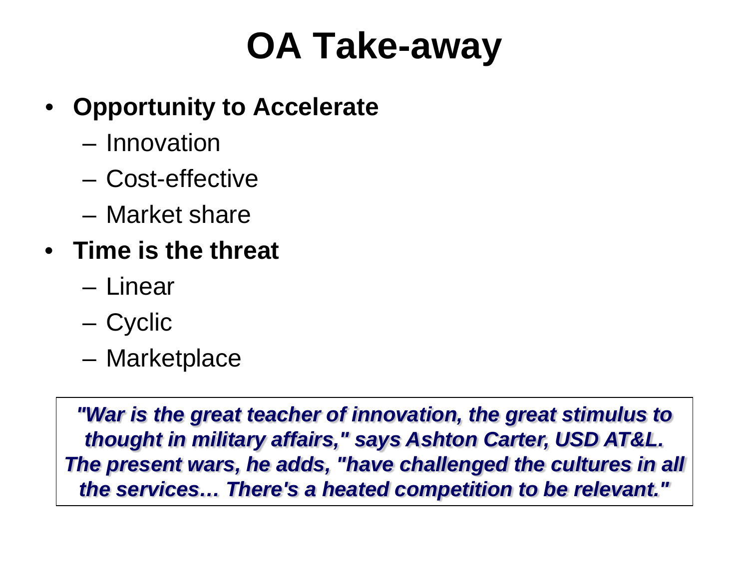# OA Take-away

- **Opportunity to Accelerate**
  - Innovation
  - Cost-effective
  - Market share
- **Time is the threat**
  - Linear
  - Cyclic
  - Marketplace

***"War is the great teacher of innovation, the great stimulus to thought in military affairs," says Ashton Carter, USD AT&L. The present wars, he adds, "have challenged the cultures in all the services… There's a heated competition to be relevant."***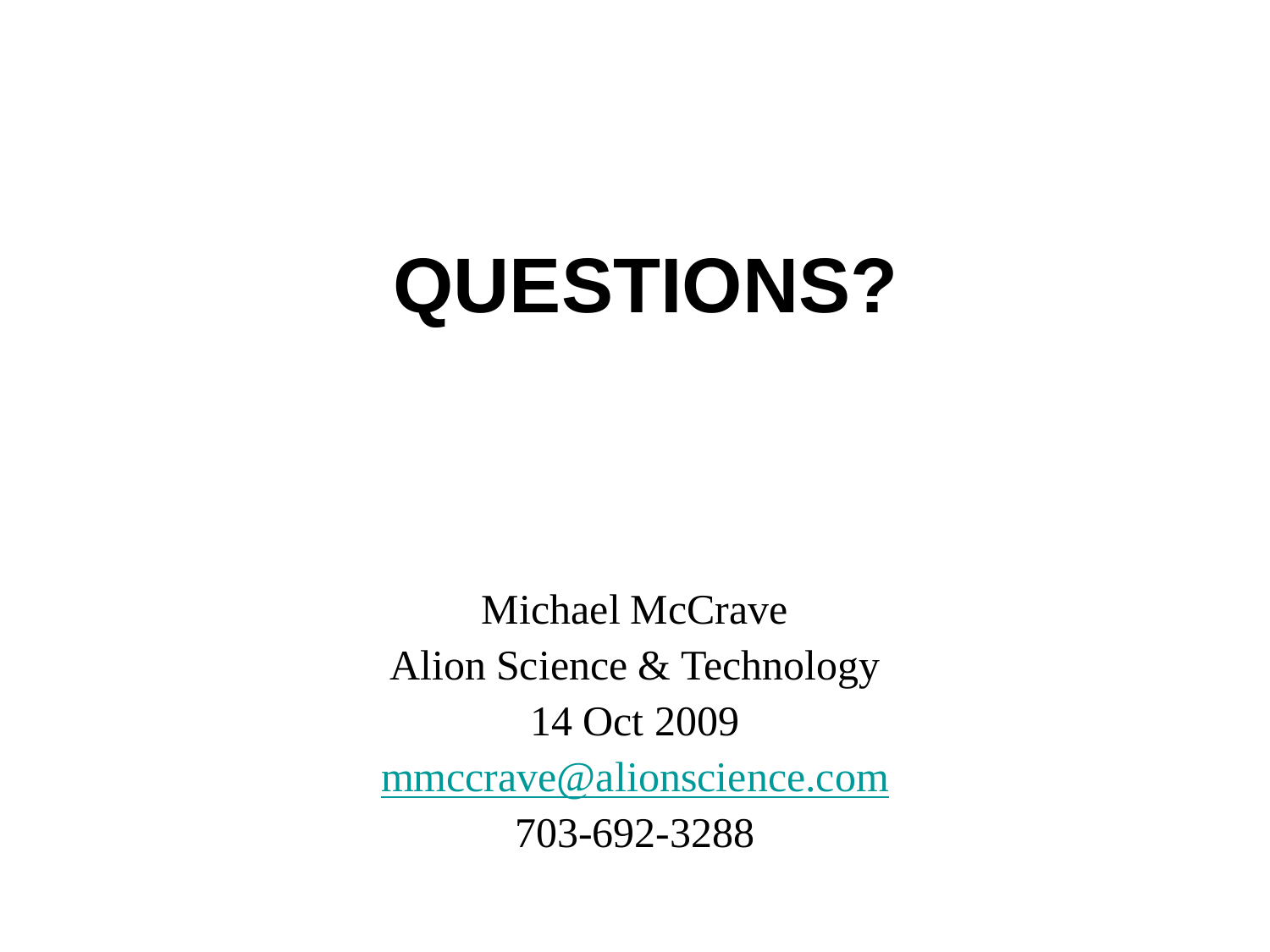# QUESTIONS?

Michael McCrave

Alion Science & Technology

14 Oct 2009

mmccrave@alionscience.com

703-692-3288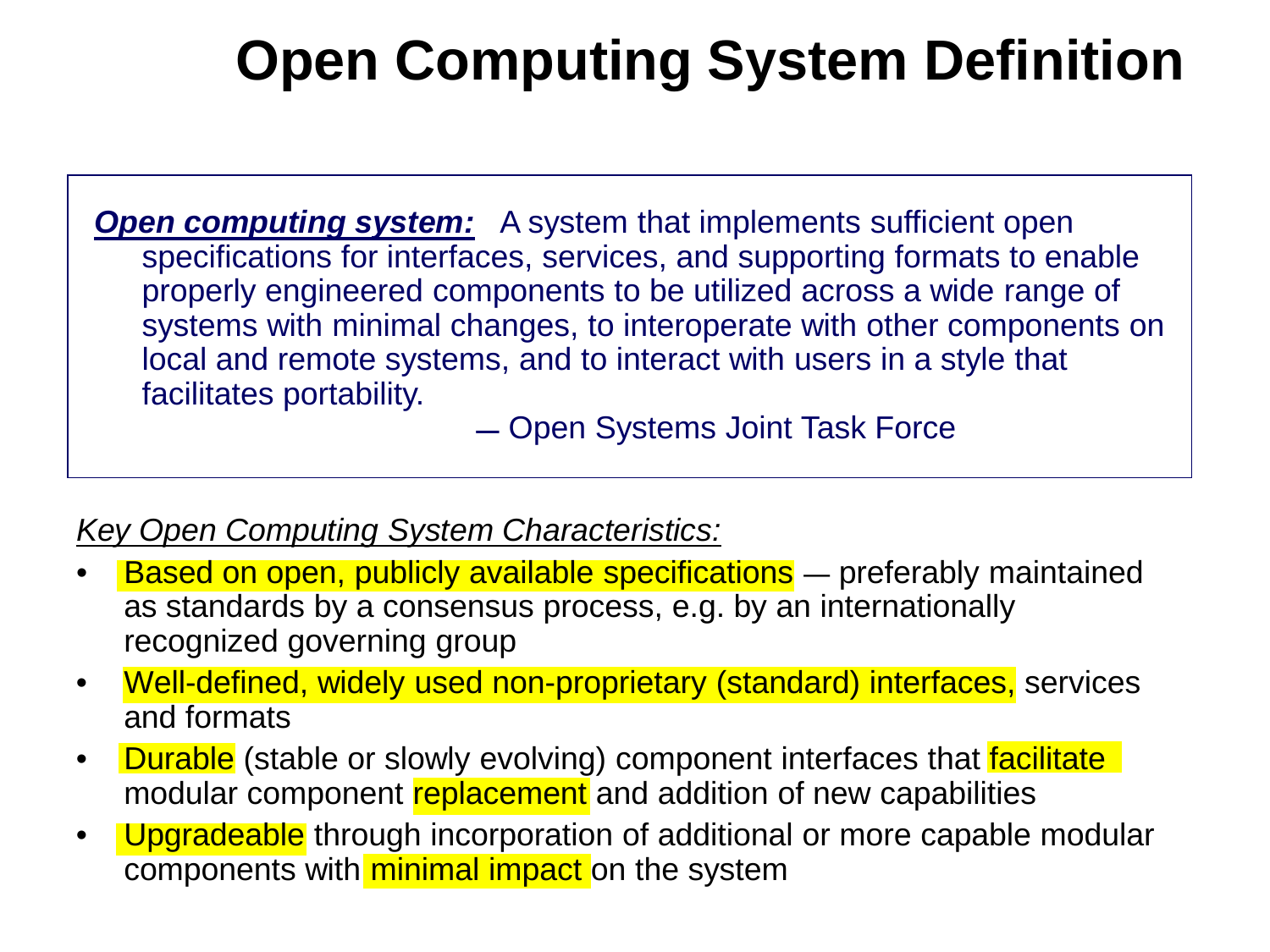# Open Computing System Definition

> ***Open computing system:*** A system that implements sufficient open specifications for interfaces, services, and supporting formats to enable properly engineered components to be utilized across a wide range of systems with minimal changes, to interoperate with other components on local and remote systems, and to interact with users in a style that facilitates portability.
>
> — Open Systems Joint Task Force

*Key Open Computing System Characteristics:*

- Based on open, publicly available specifications — preferably maintained as standards by a consensus process, e.g. by an internationally recognized governing group
- Well-defined, widely used non-proprietary (standard) interfaces, services and formats
- Durable (stable or slowly evolving) component interfaces that facilitate modular component replacement and addition of new capabilities
- Upgradeable through incorporation of additional or more capable modular components with minimal impact on the system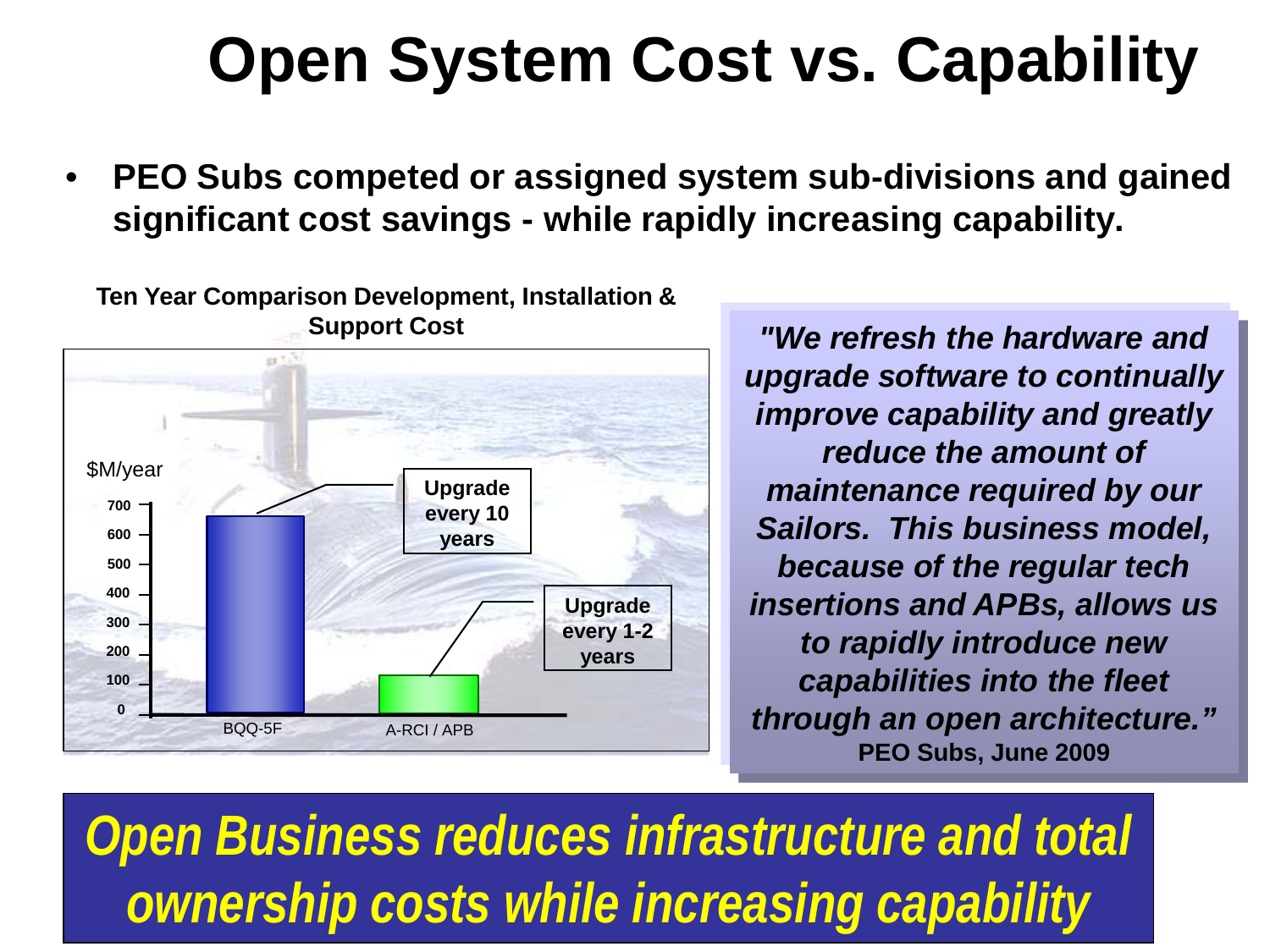# Open System Cost vs. Capability

- **PEO Subs competed or assigned system sub-divisions and gained significant cost savings - while rapidly increasing capability.**

**Ten Year Comparison Development, Installation & Support Cost**

$M/year

700
600
500
400
300
200
100
0

BQQ-5F
A-RCI / APB

**Upgrade every 10 years**

**Upgrade every 1-2 years**

***"We refresh the hardware and upgrade software to continually improve capability and greatly reduce the amount of maintenance required by our Sailors. This business model, because of the regular tech insertions and APBs, allows us to rapidly introduce new capabilities into the fleet through an open architecture."***
**PEO Subs, June 2009**

***Open Business reduces infrastructure and total ownership costs while increasing capability***